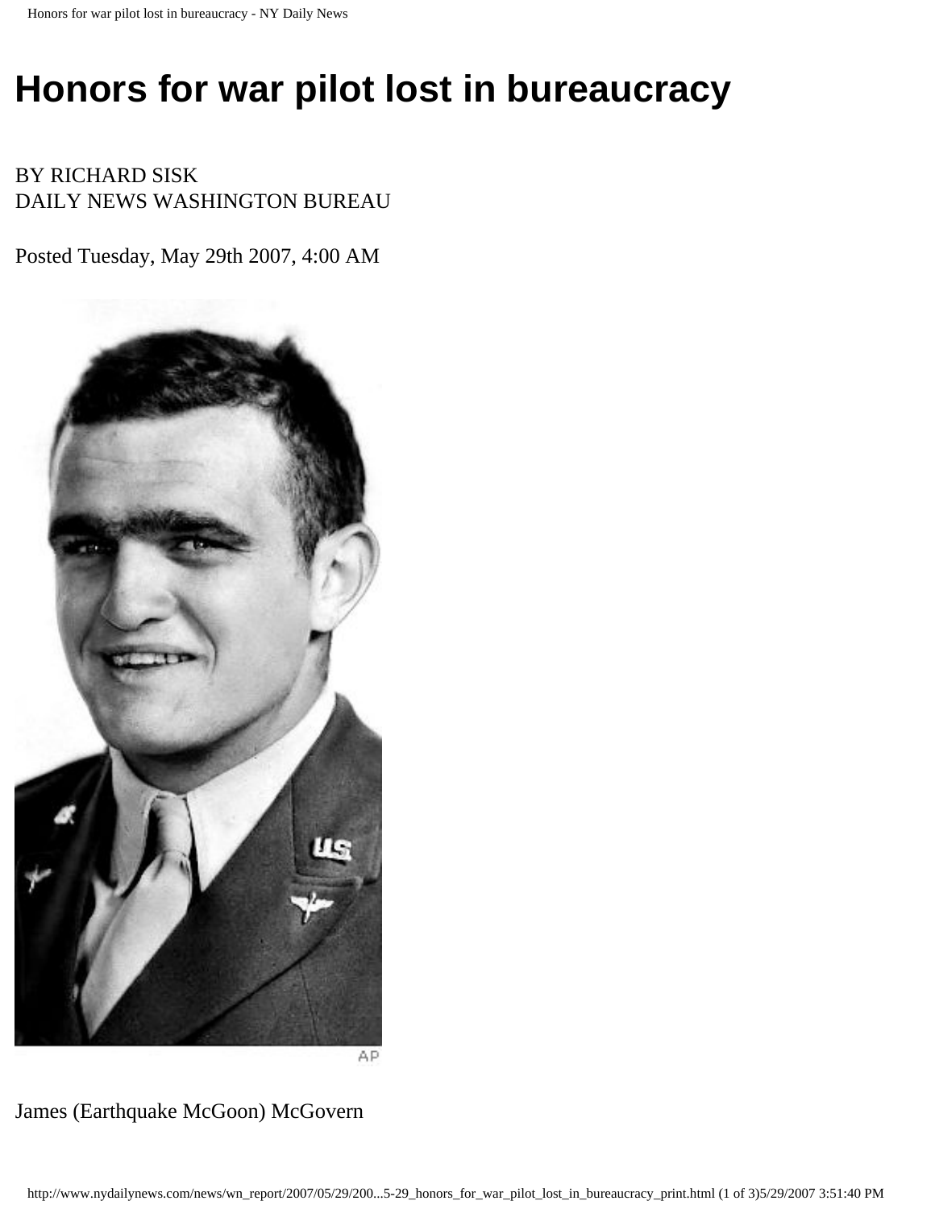# Honors for war pilot lost in bureaucracy

BY RICHARD SISK
DAILY NEWS WASHINGTON BUREAU

Posted Tuesday, May 29th 2007, 4:00 AM

AP

James (Earthquake McGoon) McGovern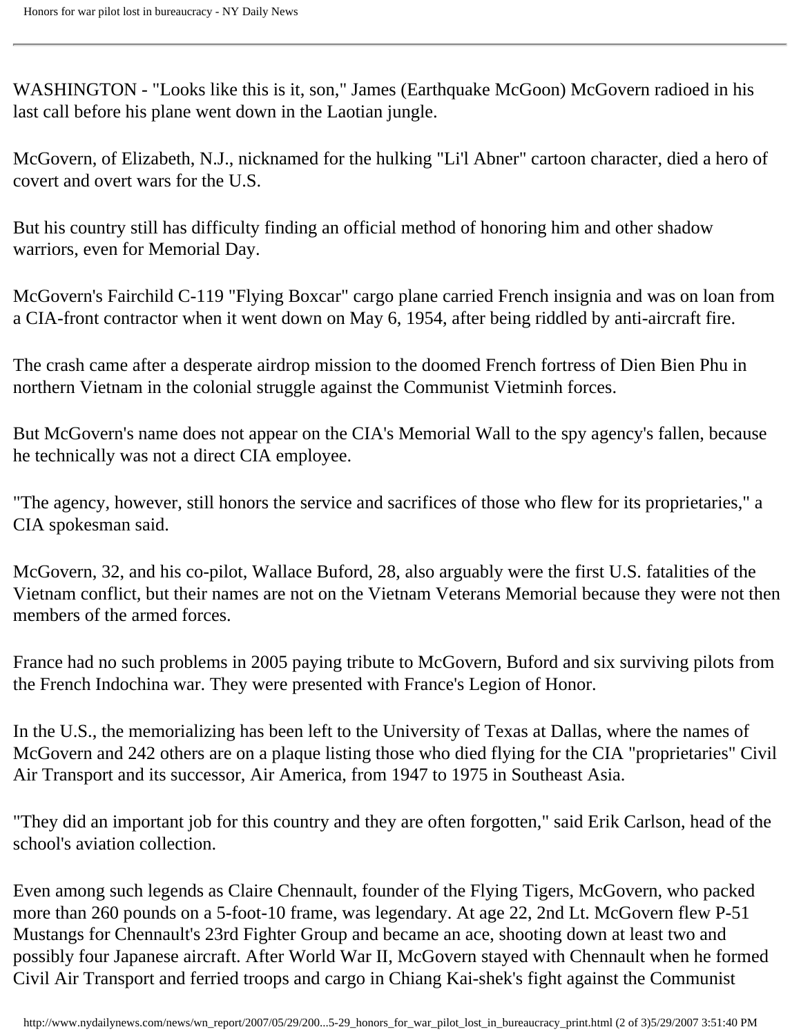WASHINGTON - "Looks like this is it, son," James (Earthquake McGoon) McGovern radioed in his last call before his plane went down in the Laotian jungle.

McGovern, of Elizabeth, N.J., nicknamed for the hulking "Li'l Abner" cartoon character, died a hero of covert and overt wars for the U.S.

But his country still has difficulty finding an official method of honoring him and other shadow warriors, even for Memorial Day.

McGovern's Fairchild C-119 "Flying Boxcar" cargo plane carried French insignia and was on loan from a CIA-front contractor when it went down on May 6, 1954, after being riddled by anti-aircraft fire.

The crash came after a desperate airdrop mission to the doomed French fortress of Dien Bien Phu in northern Vietnam in the colonial struggle against the Communist Vietminh forces.

But McGovern's name does not appear on the CIA's Memorial Wall to the spy agency's fallen, because he technically was not a direct CIA employee.

"The agency, however, still honors the service and sacrifices of those who flew for its proprietaries," a CIA spokesman said.

McGovern, 32, and his co-pilot, Wallace Buford, 28, also arguably were the first U.S. fatalities of the Vietnam conflict, but their names are not on the Vietnam Veterans Memorial because they were not then members of the armed forces.

France had no such problems in 2005 paying tribute to McGovern, Buford and six surviving pilots from the French Indochina war. They were presented with France's Legion of Honor.

In the U.S., the memorializing has been left to the University of Texas at Dallas, where the names of McGovern and 242 others are on a plaque listing those who died flying for the CIA "proprietaries" Civil Air Transport and its successor, Air America, from 1947 to 1975 in Southeast Asia.

"They did an important job for this country and they are often forgotten," said Erik Carlson, head of the school's aviation collection.

Even among such legends as Claire Chennault, founder of the Flying Tigers, McGovern, who packed more than 260 pounds on a 5-foot-10 frame, was legendary. At age 22, 2nd Lt. McGovern flew P-51 Mustangs for Chennault's 23rd Fighter Group and became an ace, shooting down at least two and possibly four Japanese aircraft. After World War II, McGovern stayed with Chennault when he formed Civil Air Transport and ferried troops and cargo in Chiang Kai-shek's fight against the Communist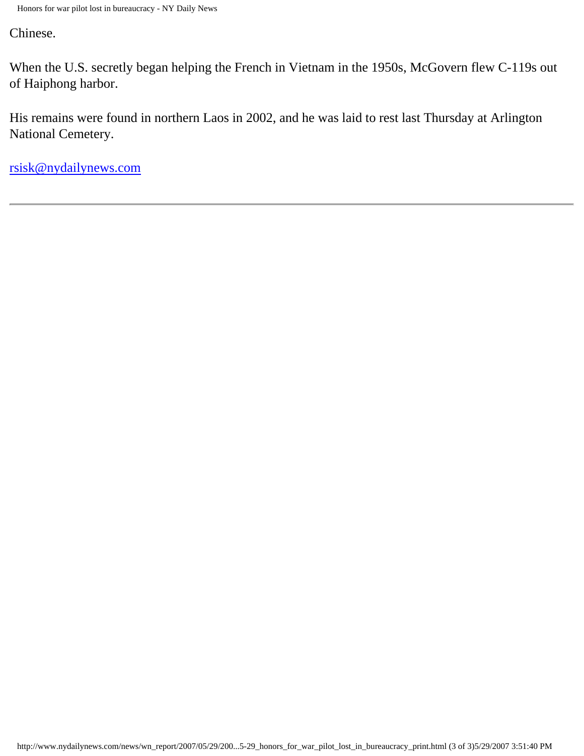Chinese.

When the U.S. secretly began helping the French in Vietnam in the 1950s, McGovern flew C-119s out of Haiphong harbor.

His remains were found in northern Laos in 2002, and he was laid to rest last Thursday at Arlington National Cemetery.

rsisk@nydailynews.com